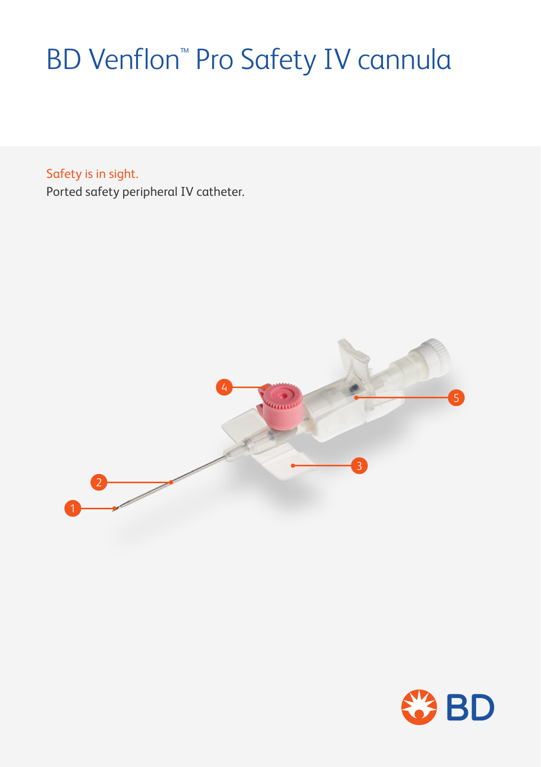# BD Venflon™ Pro Safety IV cannula

Safety is in sight.

Ported safety peripheral IV catheter.

1

2

3

4

5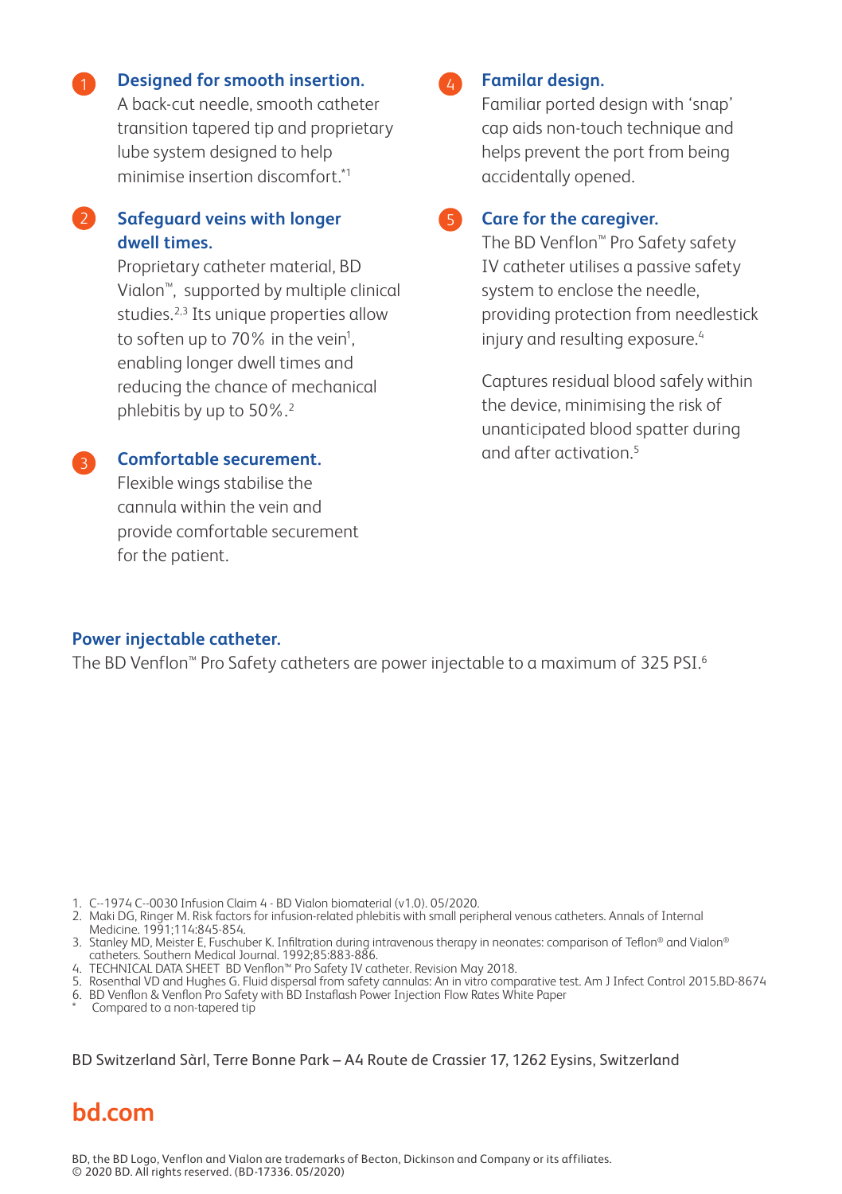1. **Designed for smooth insertion.**
A back-cut needle, smooth catheter transition tapered tip and proprietary lube system designed to help minimise insertion discomfort.*[1]

2. **Safeguard veins with longer dwell times.**
Proprietary catheter material, BD Vialon™, supported by multiple clinical studies.[2,3] Its unique properties allow to soften up to 70% in the vein[1], enabling longer dwell times and reducing the chance of mechanical phlebitis by up to 50%.[2]

3. **Comfortable securement.**
Flexible wings stabilise the cannula within the vein and provide comfortable securement for the patient.

4. **Familar design.**
Familiar ported design with 'snap' cap aids non-touch technique and helps prevent the port from being accidentally opened.

5. **Care for the caregiver.**
The BD Venflon™ Pro Safety safety IV catheter utilises a passive safety system to enclose the needle, providing protection from needlestick injury and resulting exposure.[4]

Captures residual blood safely within the device, minimising the risk of unanticipated blood spatter during and after activation.[5]

## Power injectable catheter.

The BD Venflon™ Pro Safety catheters are power injectable to a maximum of 325 PSI.[6]

1. C--1974 C--0030 Infusion Claim 4 - BD Vialon biomaterial (v1.0). 05/2020.
2. Maki DG, Ringer M. Risk factors for infusion-related phlebitis with small peripheral venous catheters. Annals of Internal Medicine. 1991;114:845-854.
3. Stanley MD, Meister E, Fuschuber K. Infiltration during intravenous therapy in neonates: comparison of Teflon® and Vialon® catheters. Southern Medical Journal. 1992;85:883-886.
4. TECHNICAL DATA SHEET BD Venflon™ Pro Safety IV catheter. Revision May 2018.
5. Rosenthal VD and Hughes G. Fluid dispersal from safety cannulas: An in vitro comparative test. Am J Infect Control 2015.BD-8674
6. BD Venflon & Venflon Pro Safety with BD Instaflash Power Injection Flow Rates White Paper

\* Compared to a non-tapered tip

BD Switzerland Sàrl, Terre Bonne Park – A4 Route de Crassier 17, 1262 Eysins, Switzerland

**bd.com**

BD, the BD Logo, Venflon and Vialon are trademarks of Becton, Dickinson and Company or its affiliates.
© 2020 BD. All rights reserved. (BD-17336. 05/2020)